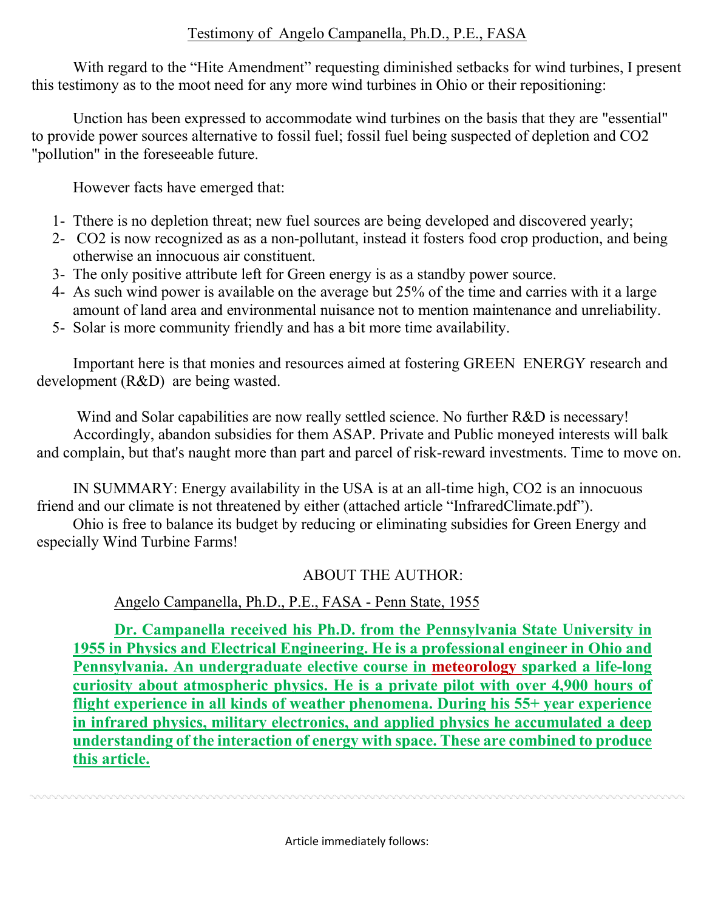# Testimony of Angelo Campanella, Ph.D., P.E., FASA

With regard to the "Hite Amendment" requesting diminished setbacks for wind turbines, I present this testimony as to the moot need for any more wind turbines in Ohio or their repositioning:

Unction has been expressed to accommodate wind turbines on the basis that they are "essential" to provide power sources alternative to fossil fuel; fossil fuel being suspected of depletion and CO2 "pollution" in the foreseeable future.

However facts have emerged that:

1- Tthere is no depletion threat; new fuel sources are being developed and discovered yearly;
2- CO2 is now recognized as as a non-pollutant, instead it fosters food crop production, and being otherwise an innocuous air constituent.
3- The only positive attribute left for Green energy is as a standby power source.
4- As such wind power is available on the average but 25% of the time and carries with it a large amount of land area and environmental nuisance not to mention maintenance and unreliability.
5- Solar is more community friendly and has a bit more time availability.

Important here is that monies and resources aimed at fostering GREEN ENERGY research and development (R&D) are being wasted.

Wind and Solar capabilities are now really settled science. No further R&D is necessary! Accordingly, abandon subsidies for them ASAP. Private and Public moneyed interests will balk and complain, but that's naught more than part and parcel of risk-reward investments. Time to move on.

IN SUMMARY: Energy availability in the USA is at an all-time high, CO2 is an innocuous friend and our climate is not threatened by either (attached article "InfraredClimate.pdf").

Ohio is free to balance its budget by reducing or eliminating subsidies for Green Energy and especially Wind Turbine Farms!

## ABOUT THE AUTHOR:

Angelo Campanella, Ph.D., P.E., FASA - Penn State, 1955

**Dr. Campanella received his Ph.D. from the Pennsylvania State University in 1955 in Physics and Electrical Engineering. He is a professional engineer in Ohio and Pennsylvania. An undergraduate elective course in meteorology sparked a life-long curiosity about atmospheric physics. He is a private pilot with over 4,900 hours of flight experience in all kinds of weather phenomena. During his 55+ year experience in infrared physics, military electronics, and applied physics he accumulated a deep understanding of the interaction of energy with space. These are combined to produce this article.**

Article immediately follows: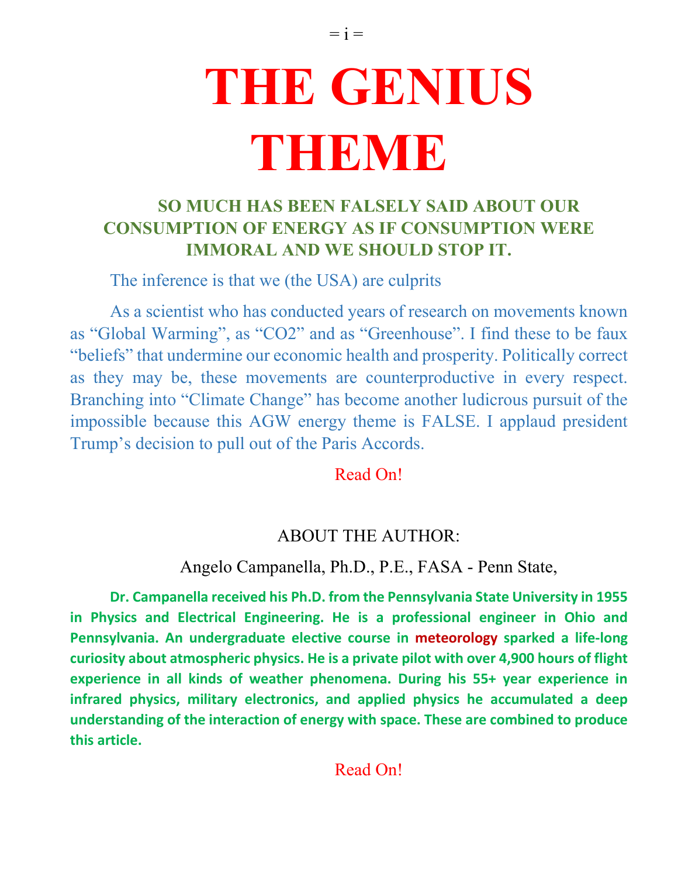# THE GENIUS THEME

**SO MUCH HAS BEEN FALSELY SAID ABOUT OUR CONSUMPTION OF ENERGY AS IF CONSUMPTION WERE IMMORAL AND WE SHOULD STOP IT.**

The inference is that we (the USA) are culprits

As a scientist who has conducted years of research on movements known as "Global Warming", as "CO2" and as "Greenhouse". I find these to be faux "beliefs" that undermine our economic health and prosperity. Politically correct as they may be, these movements are counterproductive in every respect. Branching into "Climate Change" has become another ludicrous pursuit of the impossible because this AGW energy theme is FALSE. I applaud president Trump's decision to pull out of the Paris Accords.

Read On!

ABOUT THE AUTHOR:

Angelo Campanella, Ph.D., P.E., FASA - Penn State,

**Dr. Campanella received his Ph.D. from the Pennsylvania State University in 1955 in Physics and Electrical Engineering. He is a professional engineer in Ohio and Pennsylvania. An undergraduate elective course in meteorology sparked a life-long curiosity about atmospheric physics. He is a private pilot with over 4,900 hours of flight experience in all kinds of weather phenomena. During his 55+ year experience in infrared physics, military electronics, and applied physics he accumulated a deep understanding of the interaction of energy with space. These are combined to produce this article.**

Read On!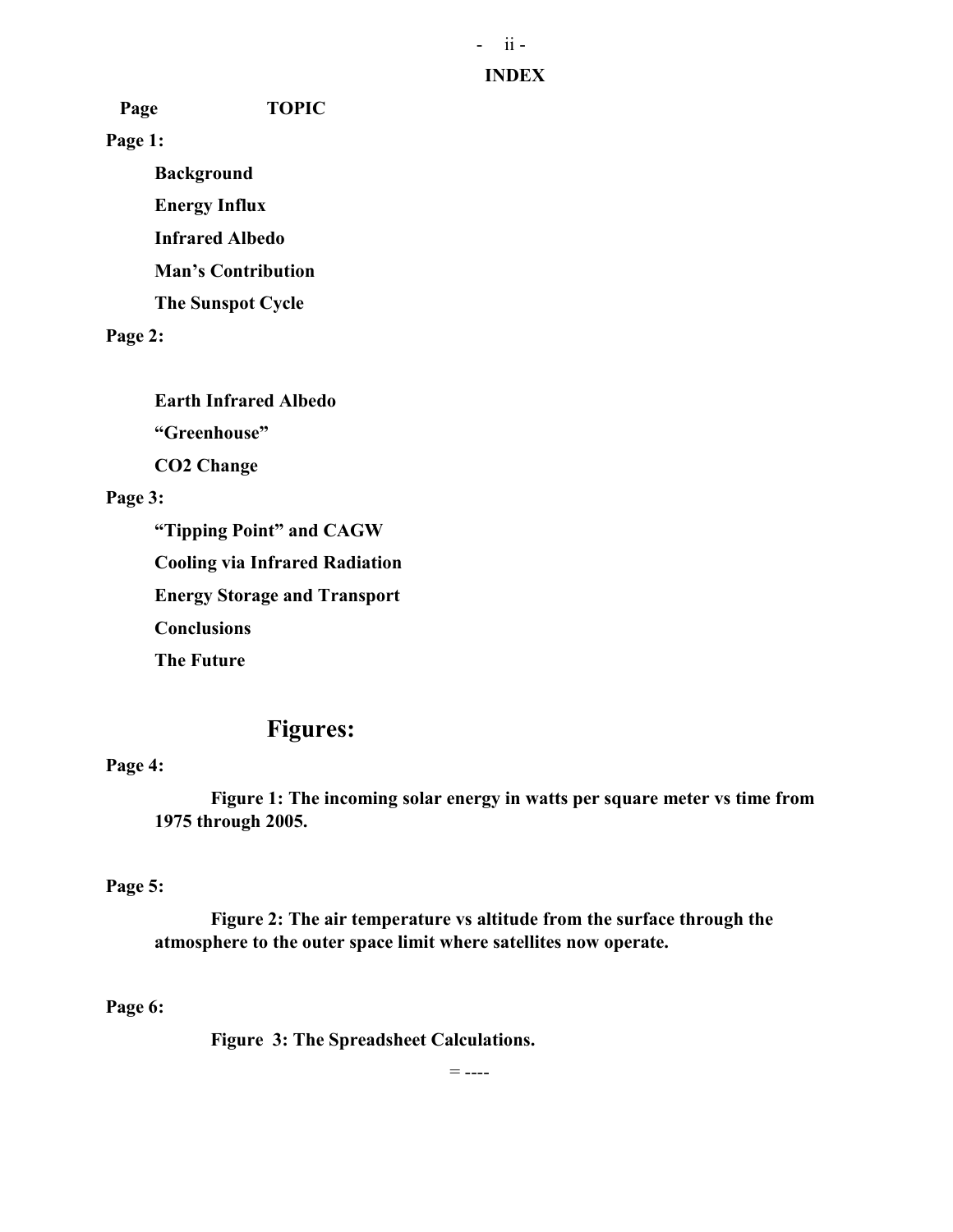# INDEX

**Page** **TOPIC**

**Page 1:**

**Background**

**Energy Influx**

**Infrared Albedo**

**Man's Contribution**

**The Sunspot Cycle**

**Page 2:**

**Earth Infrared Albedo**

**"Greenhouse"**

**CO2 Change**

**Page 3:**

**"Tipping Point" and CAGW**

**Cooling via Infrared Radiation**

**Energy Storage and Transport**

**Conclusions**

**The Future**

## Figures:

**Page 4:**

**Figure 1: The incoming solar energy in watts per square meter vs time from 1975 through 2005.**

**Page 5:**

**Figure 2: The air temperature vs altitude from the surface through the atmosphere to the outer space limit where satellites now operate.**

**Page 6:**

**Figure 3: The Spreadsheet Calculations.**

= ----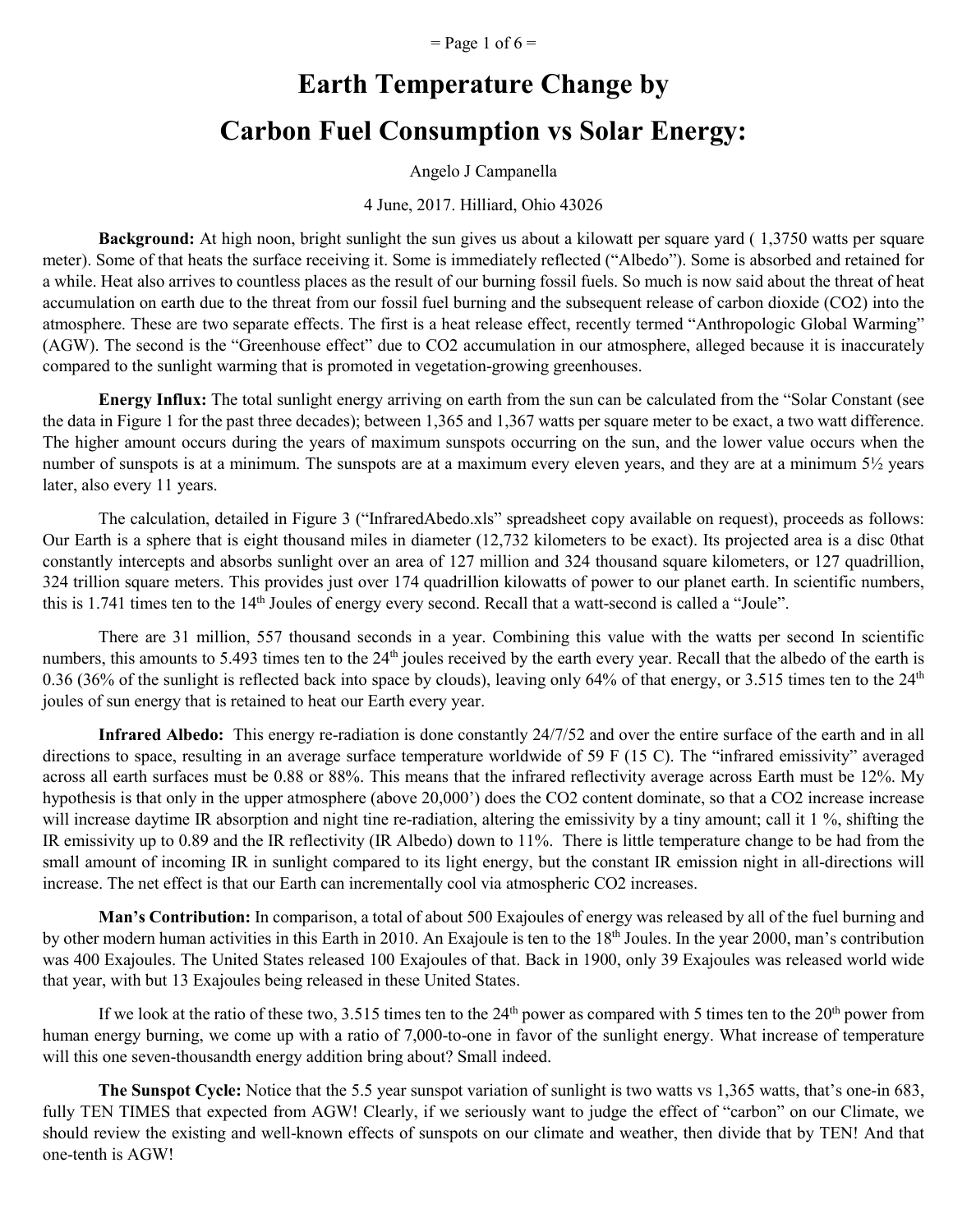# Earth Temperature Change by Carbon Fuel Consumption vs Solar Energy:

Angelo J Campanella

4 June, 2017. Hilliard, Ohio 43026

**Background:** At high noon, bright sunlight the sun gives us about a kilowatt per square yard ( 1,3750 watts per square meter). Some of that heats the surface receiving it. Some is immediately reflected ("Albedo"). Some is absorbed and retained for a while. Heat also arrives to countless places as the result of our burning fossil fuels. So much is now said about the threat of heat accumulation on earth due to the threat from our fossil fuel burning and the subsequent release of carbon dioxide ($CO_2$) into the atmosphere. These are two separate effects. The first is a heat release effect, recently termed "Anthropologic Global Warming" (AGW). The second is the "Greenhouse effect" due to $CO_2$ accumulation in our atmosphere, alleged because it is inaccurately compared to the sunlight warming that is promoted in vegetation-growing greenhouses.

**Energy Influx:** The total sunlight energy arriving on earth from the sun can be calculated from the "Solar Constant (see the data in Figure 1 for the past three decades); between 1,365 and 1,367 watts per square meter to be exact, a two watt difference. The higher amount occurs during the years of maximum sunspots occurring on the sun, and the lower value occurs when the number of sunspots is at a minimum. The sunspots are at a maximum every eleven years, and they are at a minimum 5½ years later, also every 11 years.

The calculation, detailed in Figure 3 ("InfraredAbedo.xls" spreadsheet copy available on request), proceeds as follows: Our Earth is a sphere that is eight thousand miles in diameter (12,732 kilometers to be exact). Its projected area is a disc 0that constantly intercepts and absorbs sunlight over an area of 127 million and 324 thousand square kilometers, or 127 quadrillion, 324 trillion square meters. This provides just over 174 quadrillion kilowatts of power to our planet earth. In scientific numbers, this is 1.741 times ten to the 14th Joules of energy every second. Recall that a watt-second is called a "Joule".

There are 31 million, 557 thousand seconds in a year. Combining this value with the watts per second In scientific numbers, this amounts to 5.493 times ten to the 24th joules received by the earth every year. Recall that the albedo of the earth is 0.36 (36% of the sunlight is reflected back into space by clouds), leaving only 64% of that energy, or 3.515 times ten to the 24th joules of sun energy that is retained to heat our Earth every year.

**Infrared Albedo:** This energy re-radiation is done constantly 24/7/52 and over the entire surface of the earth and in all directions to space, resulting in an average surface temperature worldwide of 59 F (15 C). The "infrared emissivity" averaged across all earth surfaces must be 0.88 or 88%. This means that the infrared reflectivity average across Earth must be 12%. My hypothesis is that only in the upper atmosphere (above 20,000') does the $CO_2$ content dominate, so that a $CO_2$ increase increase will increase daytime IR absorption and night tine re-radiation, altering the emissivity by a tiny amount; call it 1 %, shifting the IR emissivity up to 0.89 and the IR reflectivity (IR Albedo) down to 11%. There is little temperature change to be had from the small amount of incoming IR in sunlight compared to its light energy, but the constant IR emission night in all-directions will increase. The net effect is that our Earth can incrementally cool via atmospheric $CO_2$ increases.

**Man's Contribution:** In comparison, a total of about 500 Exajoules of energy was released by all of the fuel burning and by other modern human activities in this Earth in 2010. An Exajoule is ten to the 18th Joules. In the year 2000, man's contribution was 400 Exajoules. The United States released 100 Exajoules of that. Back in 1900, only 39 Exajoules was released world wide that year, with but 13 Exajoules being released in these United States.

If we look at the ratio of these two, 3.515 times ten to the 24th power as compared with 5 times ten to the 20th power from human energy burning, we come up with a ratio of 7,000-to-one in favor of the sunlight energy. What increase of temperature will this one seven-thousandth energy addition bring about? Small indeed.

**The Sunspot Cycle:** Notice that the 5.5 year sunspot variation of sunlight is two watts vs 1,365 watts, that's one-in 683, fully TEN TIMES that expected from AGW! Clearly, if we seriously want to judge the effect of "carbon" on our Climate, we should review the existing and well-known effects of sunspots on our climate and weather, then divide that by TEN! And that one-tenth is AGW!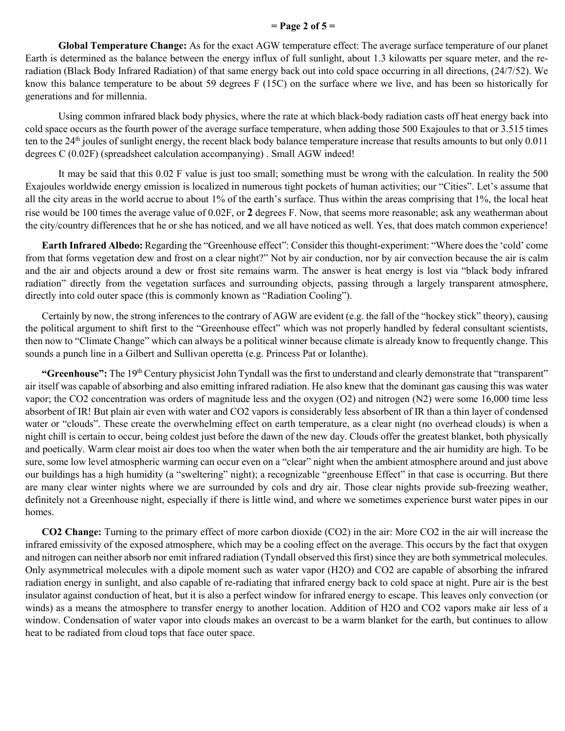**Global Temperature Change:** As for the exact AGW temperature effect: The average surface temperature of our planet Earth is determined as the balance between the energy influx of full sunlight, about 1.3 kilowatts per square meter, and the re-radiation (Black Body Infrared Radiation) of that same energy back out into cold space occurring in all directions, (24/7/52). We know this balance temperature to be about 59 degrees F (15C) on the surface where we live, and has been so historically for generations and for millennia.

Using common infrared black body physics, where the rate at which black-body radiation casts off heat energy back into cold space occurs as the fourth power of the average surface temperature, when adding those 500 Exajoules to that or 3.515 times ten to the 24th joules of sunlight energy, the recent black body balance temperature increase that results amounts to but only 0.011 degrees C (0.02F) (spreadsheet calculation accompanying) . Small AGW indeed!

It may be said that this 0.02 F value is just too small; something must be wrong with the calculation. In reality the 500 Exajoules worldwide energy emission is localized in numerous tight pockets of human activities; our "Cities". Let's assume that all the city areas in the world accrue to about 1% of the earth's surface. Thus within the areas comprising that 1%, the local heat rise would be 100 times the average value of 0.02F, or **2** degrees F. Now, that seems more reasonable; ask any weatherman about the city/country differences that he or she has noticed, and we all have noticed as well. Yes, that does match common experience!

**Earth Infrared Albedo:** Regarding the "Greenhouse effect": Consider this thought-experiment: "Where does the 'cold' come from that forms vegetation dew and frost on a clear night?" Not by air conduction, nor by air convection because the air is calm and the air and objects around a dew or frost site remains warm. The answer is heat energy is lost via "black body infrared radiation" directly from the vegetation surfaces and surrounding objects, passing through a largely transparent atmosphere, directly into cold outer space (this is commonly known as "Radiation Cooling").

Certainly by now, the strong inferences to the contrary of AGW are evident (e.g. the fall of the "hockey stick" theory), causing the political argument to shift first to the "Greenhouse effect" which was not properly handled by federal consultant scientists, then now to "Climate Change" which can always be a political winner because climate is already know to frequently change. This sounds a punch line in a Gilbert and Sullivan operetta (e.g. Princess Pat or Iolanthe).

**"Greenhouse":** The 19th Century physicist John Tyndall was the first to understand and clearly demonstrate that "transparent" air itself was capable of absorbing and also emitting infrared radiation. He also knew that the dominant gas causing this was water vapor; the $CO_2$ concentration was orders of magnitude less and the oxygen ($O_2$) and nitrogen ($N_2$) were some 16,000 time less absorbent of IR! But plain air even with water and $CO_2$ vapors is considerably less absorbent of IR than a thin layer of condensed water or "clouds". These create the overwhelming effect on earth temperature, as a clear night (no overhead clouds) is when a night chill is certain to occur, being coldest just before the dawn of the new day. Clouds offer the greatest blanket, both physically and poetically. Warm clear moist air does too when the water when both the air temperature and the air humidity are high. To be sure, some low level atmospheric warming can occur even on a "clear" night when the ambient atmosphere around and just above our buildings has a high humidity (a "sweltering" night); a recognizable "greenhouse Effect" in that case is occurring. But there are many clear winter nights where we are surrounded by cols and dry air. Those clear nights provide sub-freezing weather, definitely not a Greenhouse night, especially if there is little wind, and where we sometimes experience burst water pipes in our homes.

**CO2 Change:** Turning to the primary effect of more carbon dioxide ($CO_2$) in the air: More $CO_2$ in the air will increase the infrared emissivity of the exposed atmosphere, which may be a cooling effect on the average. This occurs by the fact that oxygen and nitrogen can neither absorb nor emit infrared radiation (Tyndall observed this first) since they are both symmetrical molecules. Only asymmetrical molecules with a dipole moment such as water vapor ($H_2O$) and $CO_2$ are capable of absorbing the infrared radiation energy in sunlight, and also capable of re-radiating that infrared energy back to cold space at night. Pure air is the best insulator against conduction of heat, but it is also a perfect window for infrared energy to escape. This leaves only convection (or winds) as a means the atmosphere to transfer energy to another location. Addition of $H_2O$ and $CO_2$ vapors make air less of a window. Condensation of water vapor into clouds makes an overcast to be a warm blanket for the earth, but continues to allow heat to be radiated from cloud tops that face outer space.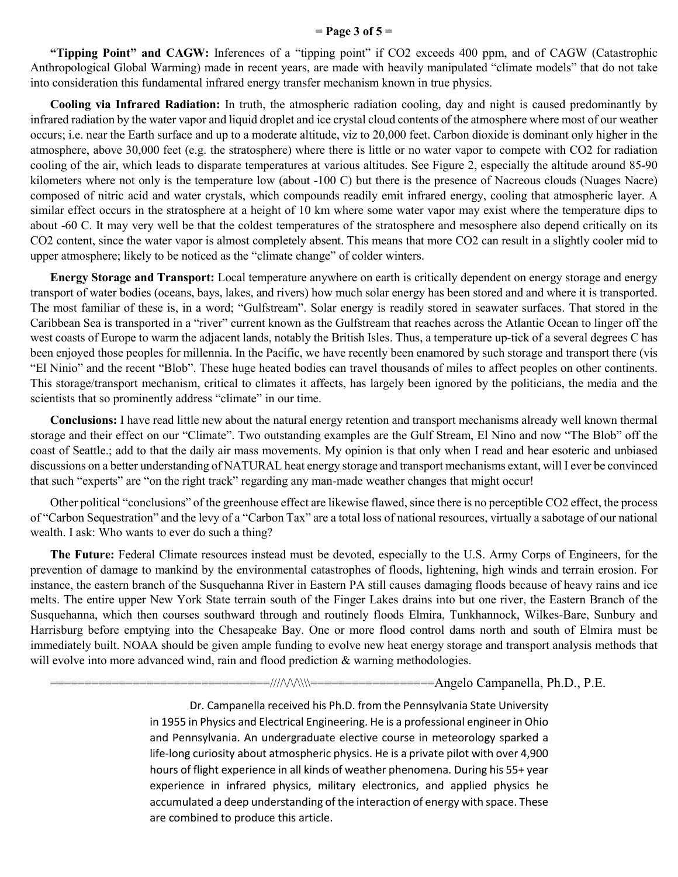**"Tipping Point" and CAGW:** Inferences of a "tipping point" if $CO_2$ exceeds 400 ppm, and of CAGW (Catastrophic Anthropological Global Warming) made in recent years, are made with heavily manipulated "climate models" that do not take into consideration this fundamental infrared energy transfer mechanism known in true physics.

**Cooling via Infrared Radiation:** In truth, the atmospheric radiation cooling, day and night is caused predominantly by infrared radiation by the water vapor and liquid droplet and ice crystal cloud contents of the atmosphere where most of our weather occurs; i.e. near the Earth surface and up to a moderate altitude, viz to 20,000 feet. Carbon dioxide is dominant only higher in the atmosphere, above 30,000 feet (e.g. the stratosphere) where there is little or no water vapor to compete with $CO_2$ for radiation cooling of the air, which leads to disparate temperatures at various altitudes. See Figure 2, especially the altitude around 85-90 kilometers where not only is the temperature low (about -100 C) but there is the presence of Nacreous clouds (Nuages Nacre) composed of nitric acid and water crystals, which compounds readily emit infrared energy, cooling that atmospheric layer. A similar effect occurs in the stratosphere at a height of 10 km where some water vapor may exist where the temperature dips to about -60 C. It may very well be that the coldest temperatures of the stratosphere and mesosphere also depend critically on its $CO_2$ content, since the water vapor is almost completely absent. This means that more $CO_2$ can result in a slightly cooler mid to upper atmosphere; likely to be noticed as the "climate change" of colder winters.

**Energy Storage and Transport:** Local temperature anywhere on earth is critically dependent on energy storage and energy transport of water bodies (oceans, bays, lakes, and rivers) how much solar energy has been stored and and where it is transported. The most familiar of these is, in a word; "Gulfstream". Solar energy is readily stored in seawater surfaces. That stored in the Caribbean Sea is transported in a "river" current known as the Gulfstream that reaches across the Atlantic Ocean to linger off the west coasts of Europe to warm the adjacent lands, notably the British Isles. Thus, a temperature up-tick of a several degrees C has been enjoyed those peoples for millennia. In the Pacific, we have recently been enamored by such storage and transport there (vis "El Ninio" and the recent "Blob". These huge heated bodies can travel thousands of miles to affect peoples on other continents. This storage/transport mechanism, critical to climates it affects, has largely been ignored by the politicians, the media and the scientists that so prominently address "climate" in our time.

**Conclusions:** I have read little new about the natural energy retention and transport mechanisms already well known thermal storage and their effect on our "Climate". Two outstanding examples are the Gulf Stream, El Nino and now "The Blob" off the coast of Seattle.; add to that the daily air mass movements. My opinion is that only when I read and hear esoteric and unbiased discussions on a better understanding of NATURAL heat energy storage and transport mechanisms extant, will I ever be convinced that such "experts" are "on the right track" regarding any man-made weather changes that might occur!

Other political "conclusions" of the greenhouse effect are likewise flawed, since there is no perceptible $CO_2$ effect, the process of "Carbon Sequestration" and the levy of a "Carbon Tax" are a total loss of national resources, virtually a sabotage of our national wealth. I ask: Who wants to ever do such a thing?

**The Future:** Federal Climate resources instead must be devoted, especially to the U.S. Army Corps of Engineers, for the prevention of damage to mankind by the environmental catastrophes of floods, lightening, high winds and terrain erosion. For instance, the eastern branch of the Susquehanna River in Eastern PA still causes damaging floods because of heavy rains and ice melts. The entire upper New York State terrain south of the Finger Lakes drains into but one river, the Eastern Branch of the Susquehanna, which then courses southward through and routinely floods Elmira, Tunkhannock, Wilkes-Bare, Sunbury and Harrisburg before emptying into the Chesapeake Bay. One or more flood control dams north and south of Elmira must be immediately built. NOAA should be given ample funding to evolve new heat energy storage and transport analysis methods that will evolve into more advanced wind, rain and flood prediction & warning methodologies.

==============================////\/\/\\\\=================Angelo Campanella, Ph.D., P.E.

Dr. Campanella received his Ph.D. from the Pennsylvania State University in 1955 in Physics and Electrical Engineering. He is a professional engineer in Ohio and Pennsylvania. An undergraduate elective course in meteorology sparked a life-long curiosity about atmospheric physics. He is a private pilot with over 4,900 hours of flight experience in all kinds of weather phenomena. During his 55+ year experience in infrared physics, military electronics, and applied physics he accumulated a deep understanding of the interaction of energy with space. These are combined to produce this article.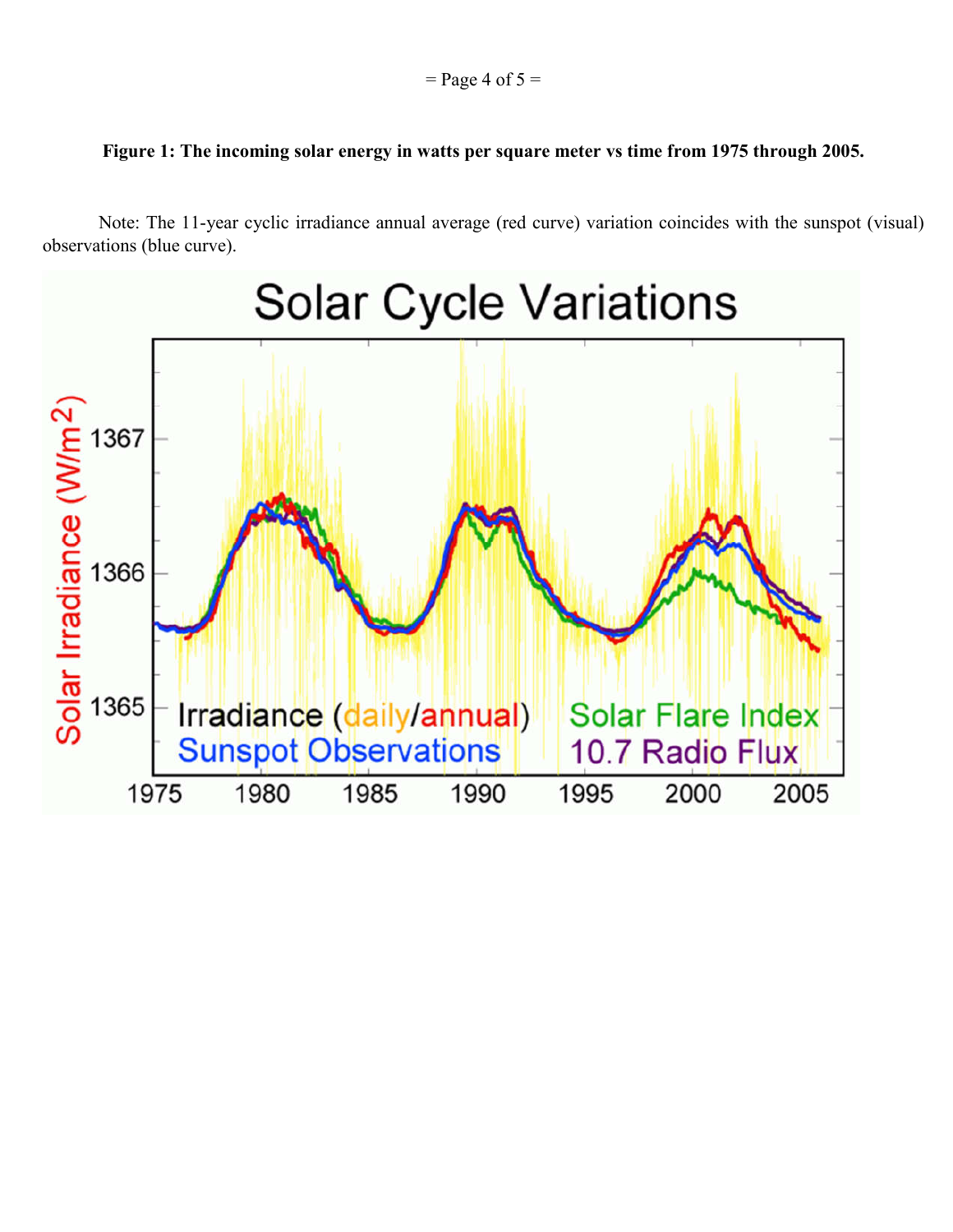**Figure 1: The incoming solar energy in watts per square meter vs time from 1975 through 2005.**

Note: The 11-year cyclic irradiance annual average (red curve) variation coincides with the sunspot (visual) observations (blue curve).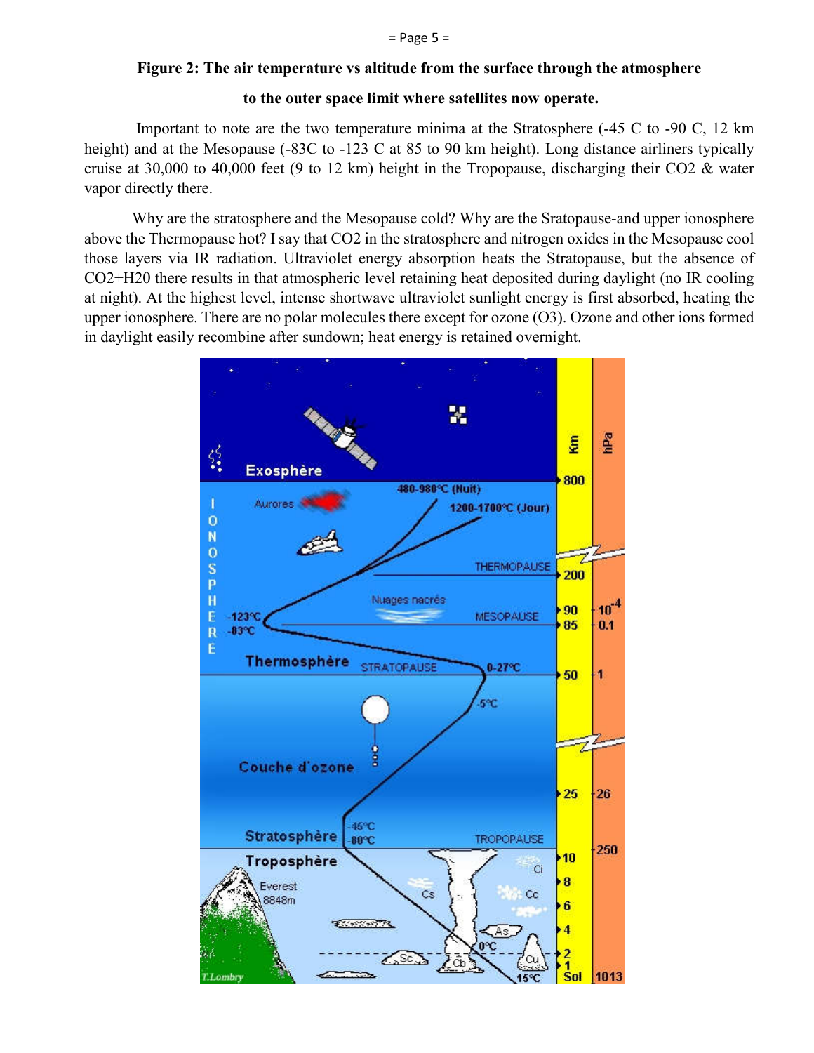**Figure 2: The air temperature vs altitude from the surface through the atmosphere to the outer space limit where satellites now operate.**

Important to note are the two temperature minima at the Stratosphere (-45 C to -90 C, 12 km height) and at the Mesopause (-83C to -123 C at 85 to 90 km height). Long distance airliners typically cruise at 30,000 to 40,000 feet (9 to 12 km) height in the Tropopause, discharging their CO2 & water vapor directly there.

Why are the stratosphere and the Mesopause cold? Why are the Sratopause-and upper ionosphere above the Thermopause hot? I say that CO2 in the stratosphere and nitrogen oxides in the Mesopause cool those layers via IR radiation. Ultraviolet energy absorption heats the Stratopause, but the absence of CO2+H20 there results in that atmospheric level retaining heat deposited during daylight (no IR cooling at night). At the highest level, intense shortwave ultraviolet sunlight energy is first absorbed, heating the upper ionosphere. There are no polar molecules there except for ozone (O3). Ozone and other ions formed in daylight easily recombine after sundown; heat energy is retained overnight.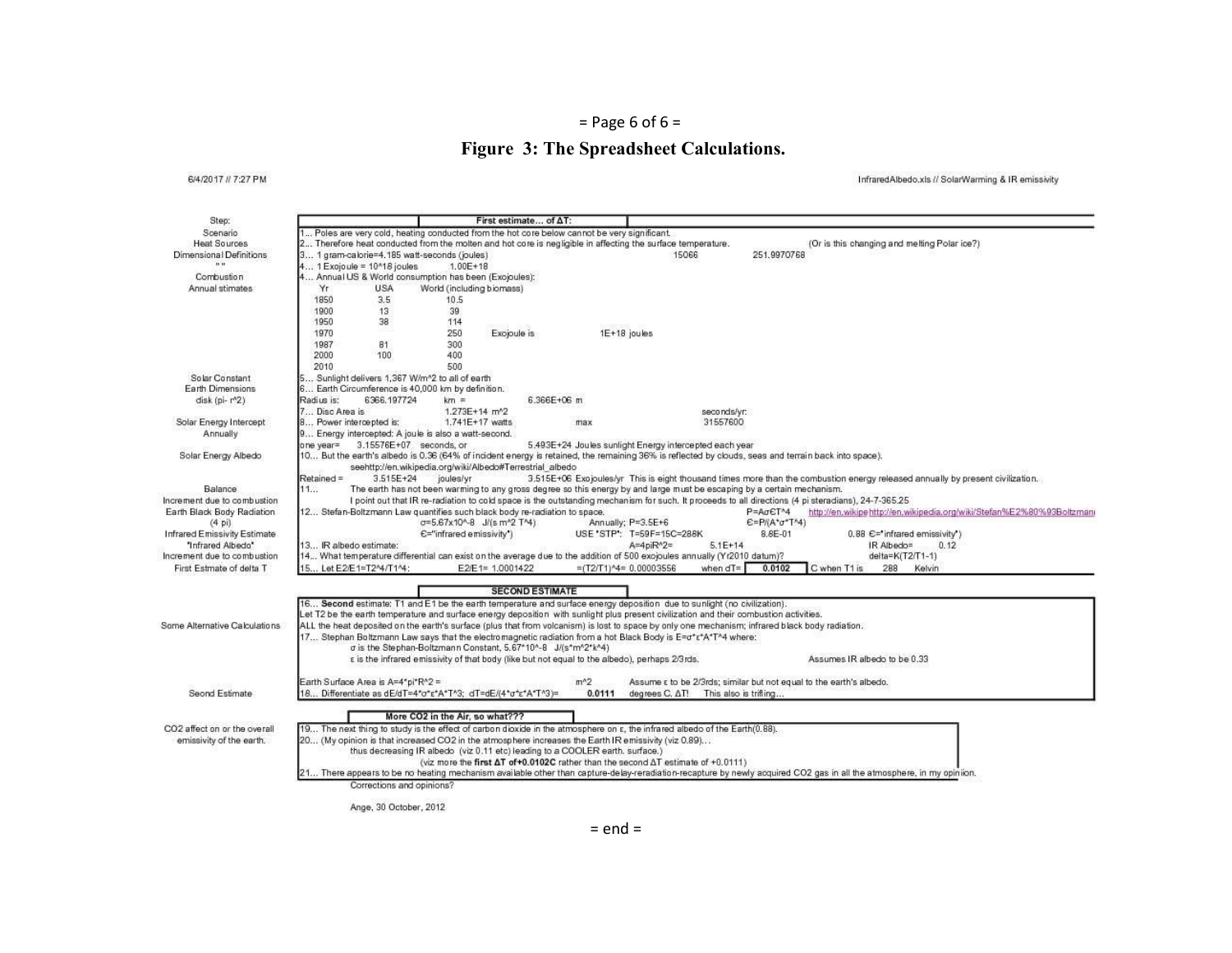# Figure 3: The Spreadsheet Calculations.

6/4/2017 // 7:27 PM

InfraredAlbedo.xls // SolarWarming & IR emissivity

| Step: | First estimate... of ΔT: |
|---|---|
| Scenario | 1... Poles are very cold, heating conducted from the hot core below cannot be very significant. |
| Heat Sources | 2... Therefore heat conducted from the molten and hot core is negligible in affecting the surface temperature. (Or is this changing and melting Polar ice?) |
| Dimensional Definitions | 3... 1 gram-calorie=4.185 watt-seconds (joules) 15066 251.9970768 |
| " " | 4... 1 Exojoule = 10^18 joules 1.00E+18 |
| Combustion | 4... Annual US & World consumption has been (Exojoules): |
| Annual stimates | |

| Yr | USA | World (including biomass) |
|---|---|---|
| 1850 | 3.5 | 10.5 |
| 1900 | 13 | 39 |
| 1950 | 38 | 114 |
| 1970 | | 250 (Exojoule is 1E+18 joules) |
| 1987 | 81 | 300 |
| 2000 | 100 | 400 |
| 2010 | | 500 |

| Step: | |
|---|---|
| Solar Constant | 5... Sunlight delivers 1,367 W/m^2 to all of earth |
| Earth Dimensions | 6... Earth Circumference is 40,000 km by definition. |
| disk (pi- r^2) | Radius is: 6366.197724 km = 6.366E+06 m |
| | 7... Disc Area is 1.273E+14 m^2 seconds/yr: |
| Solar Energy Intercept | 8... Power intercepted is: 1.741E+17 watts max 31557600 |
| Annually | 9... Energy intercepted: A joule is also a watt-second. |
| | one year= 3.15576E+07 seconds, or 5.493E+24 Joules sunlight Energy intercepted each year |
| Solar Energy Albedo | 10... But the earth's albedo is 0.36 (64% of incident energy is retained, the remaining 36% is reflected by clouds, seas and terrain back into space). seehttp://en.wikipedia.org/wiki/Albedo#Terrestrial_albedo |
| | Retained = 3.515E+24 joules/yr 3.515E+06 Exojoules/yr This is eight thousand times more than the combustion energy released annually by present civilization. |
| Balance | 11... The earth has not been warming to any gross degree so this energy by and large must be escaping by a certain mechanism. |
| Increment due to combustion | I point out that IR re-radiation to cold space is the outstanding mechanism for such. It proceeds to all directions (4 pi steradians), 24-7-365.25 |
| Earth Black Body Radiation | 12... Stefan-Boltzmann Law quantifies such black body re-radiation to space. P=AσЄT^4 http://en.wikipe http://en.wikipedia.org/wiki/Stefan%E2%80%93Boltzman |
| (4 pi) | σ=5.67x10^-8 J/(s m^2 T^4) Annually; P=3.5E+6 Є=P/(A*σ*T^4) |
| Infrared Emissivity Estimate | Є="infrared emissivity") USE "STP": T=59F=15C=288K 8.8E-01 0.88 Є="infrared emissivity") |
| "Infrared Albedo" | 13... IR albedo estimate: A=4piR^2= 5.1E+14 IR Albedo= 0.12 |
| Increment due to combustion | 14... What temperature differential can exist on the average due to the addition of 500 exojoules annually (Yr2010 datum)? delta=K(T2/T1-1) |
| First Estmate of delta T | 15... Let E2/E1=T2^4/T1^4: E2/E1= 1.0001422 =(T2/T1)^4= 0.00003556 when dT= **0.0102** C when T1 is 288 Kelvin |

## SECOND ESTIMATE

16... **Second** estimate: T1 and E1 be the earth temperature and surface energy deposition due to sunlight (no civilization).
Let T2 be the earth temperature and surface energy deposition with sunlight plus present civilization and their combustion activities.

Some Alternative Calculations — ALL the heat deposited on the earth's surface (plus that from volcanism) is lost to space by only one mechanism; infrared black body radiation.

17... Stephan Boltzmann Law says that the electromagnetic radiation from a hot Black Body is E=σ*ε*A*T^4 where:
σ is the Stephan-Boltzmann Constant, 5.67*10^-8 J/(s*m^2*k^4)
ε is the infrared emissivity of that body (like but not equal to the albedo), perhaps 2/3rds. Assumes IR albedo to be 0.33

Earth Surface Area is A=4*pi*R^2 = m^2 Assume ε to be 2/3rds; similar but not equal to the earth's albedo.

Seond Estimate — 18... Differentiate as dE/dT=4*σ*ε*A*T^3; dT=dE/(4*σ*ε*A*T^3)= **0.0111** degrees C. ΔT! This also is trifling...

## More CO2 in the Air, so what???

CO2 affect on or the overall emissivity of the earth.

19... The next thing to study is the effect of carbon dioxide in the atmosphere on ε, the infrared albedo of the Earth(0.88).
20... (My opinion is that increased CO2 in the atmosphere increases the Earth IR emissivity (viz 0.89)...
thus decreasing IR albedo (viz 0.11 etc) leading to a COOLER earth. surface.)
(viz more the **first ΔT of+0.0102C** rather than the second ΔT estimate of +0.0111)
21... There appears to be no heating mechanism available other than capture-delay-reradiation-recapture by newly acquired CO2 gas in all the atmosphere, in my opiniion.
Corrections and opinions?

Ange, 30 October, 2012

= end =